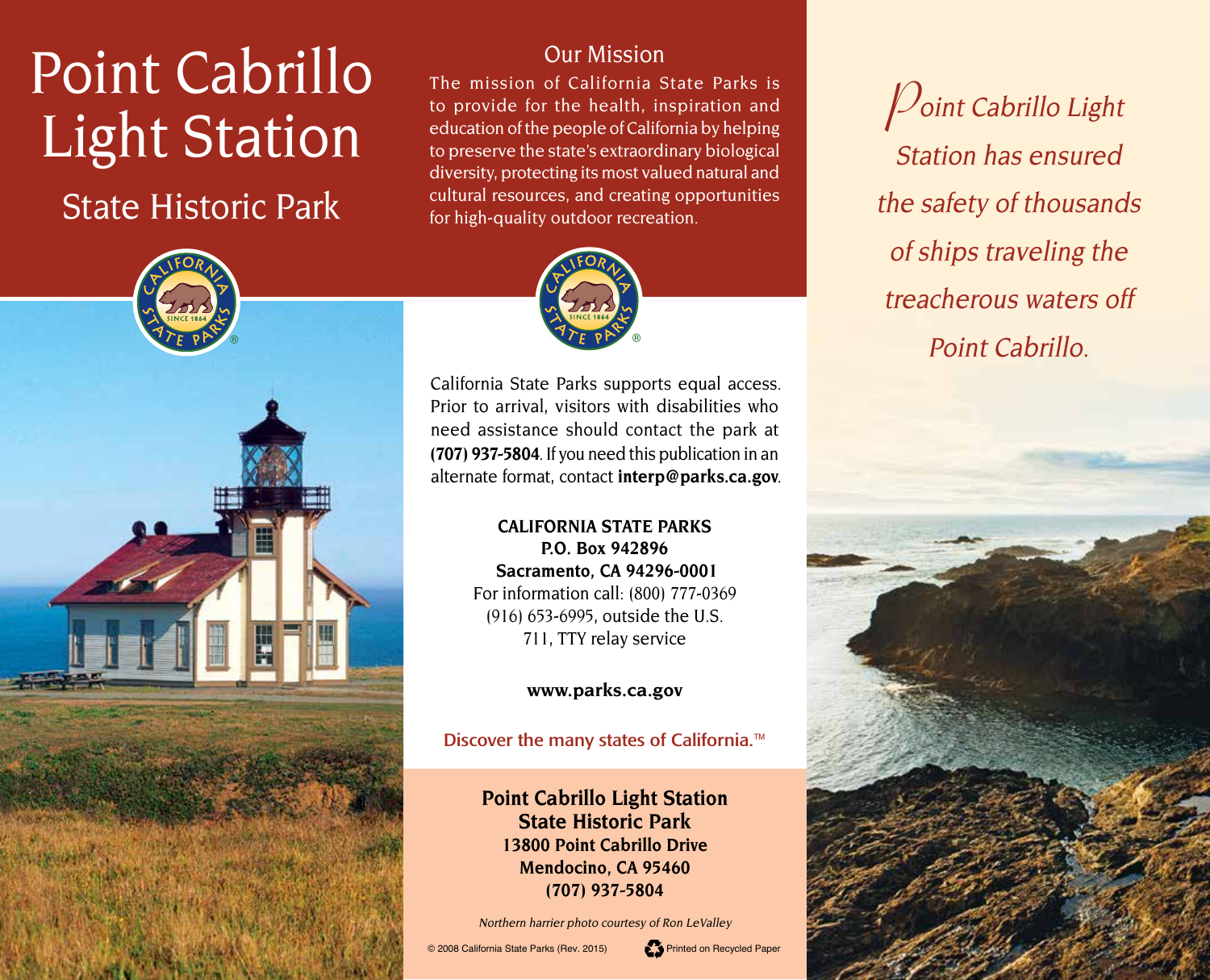# Point Cabrillo Light Station

## State Historic Park

### Our Mission

The mission of California State Parks is to provide for the health, inspiration and education of the people of California by helping to preserve the state's extraordinary biological diversity, protecting its most valued natural and cultural resources, and creating opportunities for high-quality outdoor recreation.

California State Parks supports equal access. Prior to arrival, visitors with disabilities who need assistance should contact the park at **(707) 937-5804**. If you need this publication in an alternate format, contact **interp@parks.ca.gov**.

**CALIFORNIA STATE PARKS**
**P.O. Box 942896**
**Sacramento, CA 94296-0001**
For information call: (800) 777-0369
(916) 653-6995, outside the U.S.
711, TTY relay service

**www.parks.ca.gov**

Discover the many states of California.™

**Point Cabrillo Light Station**
**State Historic Park**
**13800 Point Cabrillo Drive**
**Mendocino, CA 95460**
**(707) 937-5804**

*Northern harrier photo courtesy of Ron LeValley*

© 2008 California State Parks (Rev. 2015) Printed on Recycled Paper

*Point Cabrillo Light Station has ensured the safety of thousands of ships traveling the treacherous waters off Point Cabrillo.*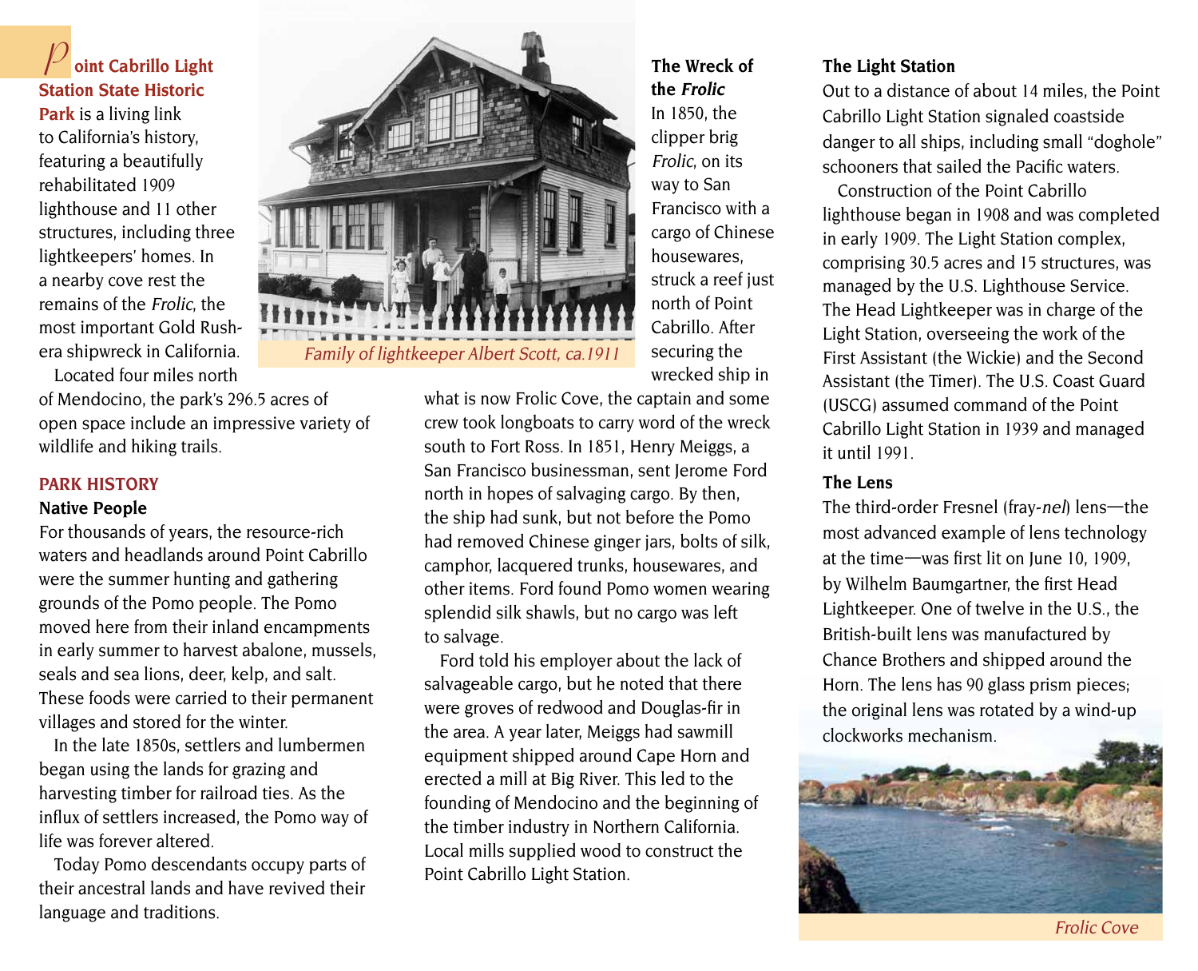**Point Cabrillo Light Station State Historic Park** is a living link to California's history, featuring a beautifully rehabilitated 1909 lighthouse and 11 other structures, including three lightkeepers' homes. In a nearby cove rest the remains of the *Frolic*, the most important Gold Rush-era shipwreck in California.

Located four miles north of Mendocino, the park's 296.5 acres of open space include an impressive variety of wildlife and hiking trails.

*Family of lightkeeper Albert Scott, ca.1911*

## PARK HISTORY

### Native People

For thousands of years, the resource-rich waters and headlands around Point Cabrillo were the summer hunting and gathering grounds of the Pomo people. The Pomo moved here from their inland encampments in early summer to harvest abalone, mussels, seals and sea lions, deer, kelp, and salt. These foods were carried to their permanent villages and stored for the winter.

In the late 1850s, settlers and lumbermen began using the lands for grazing and harvesting timber for railroad ties. As the influx of settlers increased, the Pomo way of life was forever altered.

Today Pomo descendants occupy parts of their ancestral lands and have revived their language and traditions.

### The Wreck of the *Frolic*

In 1850, the clipper brig *Frolic*, on its way to San Francisco with a cargo of Chinese housewares, struck a reef just north of Point Cabrillo. After securing the wrecked ship in what is now Frolic Cove, the captain and some crew took longboats to carry word of the wreck south to Fort Ross. In 1851, Henry Meiggs, a San Francisco businessman, sent Jerome Ford north in hopes of salvaging cargo. By then, the ship had sunk, but not before the Pomo had removed Chinese ginger jars, bolts of silk, camphor, lacquered trunks, housewares, and other items. Ford found Pomo women wearing splendid silk shawls, but no cargo was left to salvage.

Ford told his employer about the lack of salvageable cargo, but he noted that there were groves of redwood and Douglas-fir in the area. A year later, Meiggs had sawmill equipment shipped around Cape Horn and erected a mill at Big River. This led to the founding of Mendocino and the beginning of the timber industry in Northern California. Local mills supplied wood to construct the Point Cabrillo Light Station.

### The Light Station

Out to a distance of about 14 miles, the Point Cabrillo Light Station signaled coastside danger to all ships, including small "doghole" schooners that sailed the Pacific waters.

Construction of the Point Cabrillo lighthouse began in 1908 and was completed in early 1909. The Light Station complex, comprising 30.5 acres and 15 structures, was managed by the U.S. Lighthouse Service. The Head Lightkeeper was in charge of the Light Station, overseeing the work of the First Assistant (the Wickie) and the Second Assistant (the Timer). The U.S. Coast Guard (USCG) assumed command of the Point Cabrillo Light Station in 1939 and managed it until 1991.

### The Lens

The third-order Fresnel (fray-*nel*) lens—the most advanced example of lens technology at the time—was first lit on June 10, 1909, by Wilhelm Baumgartner, the first Head Lightkeeper. One of twelve in the U.S., the British-built lens was manufactured by Chance Brothers and shipped around the Horn. The lens has 90 glass prism pieces; the original lens was rotated by a wind-up clockworks mechanism.

*Frolic Cove*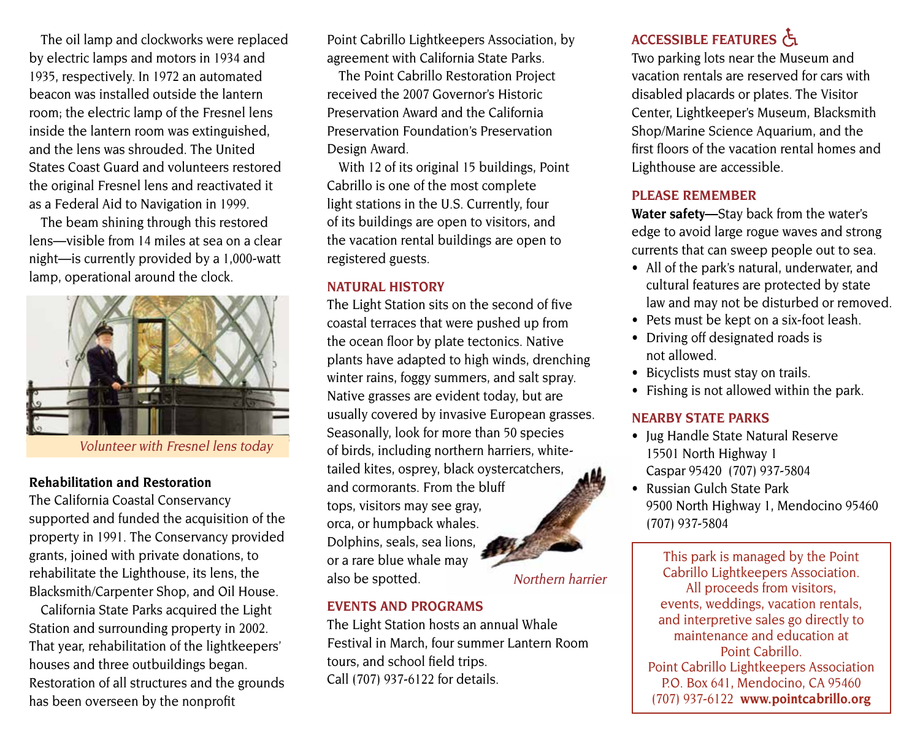The oil lamp and clockworks were replaced by electric lamps and motors in 1934 and 1935, respectively. In 1972 an automated beacon was installed outside the lantern room; the electric lamp of the Fresnel lens inside the lantern room was extinguished, and the lens was shrouded. The United States Coast Guard and volunteers restored the original Fresnel lens and reactivated it as a Federal Aid to Navigation in 1999.

The beam shining through this restored lens—visible from 14 miles at sea on a clear night—is currently provided by a 1,000-watt lamp, operational around the clock.

*Volunteer with Fresnel lens today*

**Rehabilitation and Restoration**

The California Coastal Conservancy supported and funded the acquisition of the property in 1991. The Conservancy provided grants, joined with private donations, to rehabilitate the Lighthouse, its lens, the Blacksmith/Carpenter Shop, and Oil House.

California State Parks acquired the Light Station and surrounding property in 2002. That year, rehabilitation of the lightkeepers' houses and three outbuildings began. Restoration of all structures and the grounds has been overseen by the nonprofit Point Cabrillo Lightkeepers Association, by agreement with California State Parks.

The Point Cabrillo Restoration Project received the 2007 Governor's Historic Preservation Award and the California Preservation Foundation's Preservation Design Award.

With 12 of its original 15 buildings, Point Cabrillo is one of the most complete light stations in the U.S. Currently, four of its buildings are open to visitors, and the vacation rental buildings are open to registered guests.

## NATURAL HISTORY

The Light Station sits on the second of five coastal terraces that were pushed up from the ocean floor by plate tectonics. Native plants have adapted to high winds, drenching winter rains, foggy summers, and salt spray. Native grasses are evident today, but are usually covered by invasive European grasses. Seasonally, look for more than 50 species of birds, including northern harriers, white-tailed kites, osprey, black oystercatchers, and cormorants. From the bluff tops, visitors may see gray, orca, or humpback whales. Dolphins, seals, sea lions, or a rare blue whale may also be spotted.

*Northern harrier*

## EVENTS AND PROGRAMS

The Light Station hosts an annual Whale Festival in March, four summer Lantern Room tours, and school field trips. Call (707) 937-6122 for details.

## ACCESSIBLE FEATURES ♿

Two parking lots near the Museum and vacation rentals are reserved for cars with disabled placards or plates. The Visitor Center, Lightkeeper's Museum, Blacksmith Shop/Marine Science Aquarium, and the first floors of the vacation rental homes and Lighthouse are accessible.

## PLEASE REMEMBER

**Water safety**—Stay back from the water's edge to avoid large rogue waves and strong currents that can sweep people out to sea.

- All of the park's natural, underwater, and cultural features are protected by state law and may not be disturbed or removed.
- Pets must be kept on a six-foot leash.
- Driving off designated roads is not allowed.
- Bicyclists must stay on trails.
- Fishing is not allowed within the park.

## NEARBY STATE PARKS

- Jug Handle State Natural Reserve
  15501 North Highway 1
  Caspar 95420 (707) 937-5804
- Russian Gulch State Park
  9500 North Highway 1, Mendocino 95460
  (707) 937-5804

This park is managed by the Point Cabrillo Lightkeepers Association. All proceeds from visitors, events, weddings, vacation rentals, and interpretive sales go directly to maintenance and education at Point Cabrillo.

Point Cabrillo Lightkeepers Association
P.O. Box 641, Mendocino, CA 95460
(707) 937-6122 **www.pointcabrillo.org**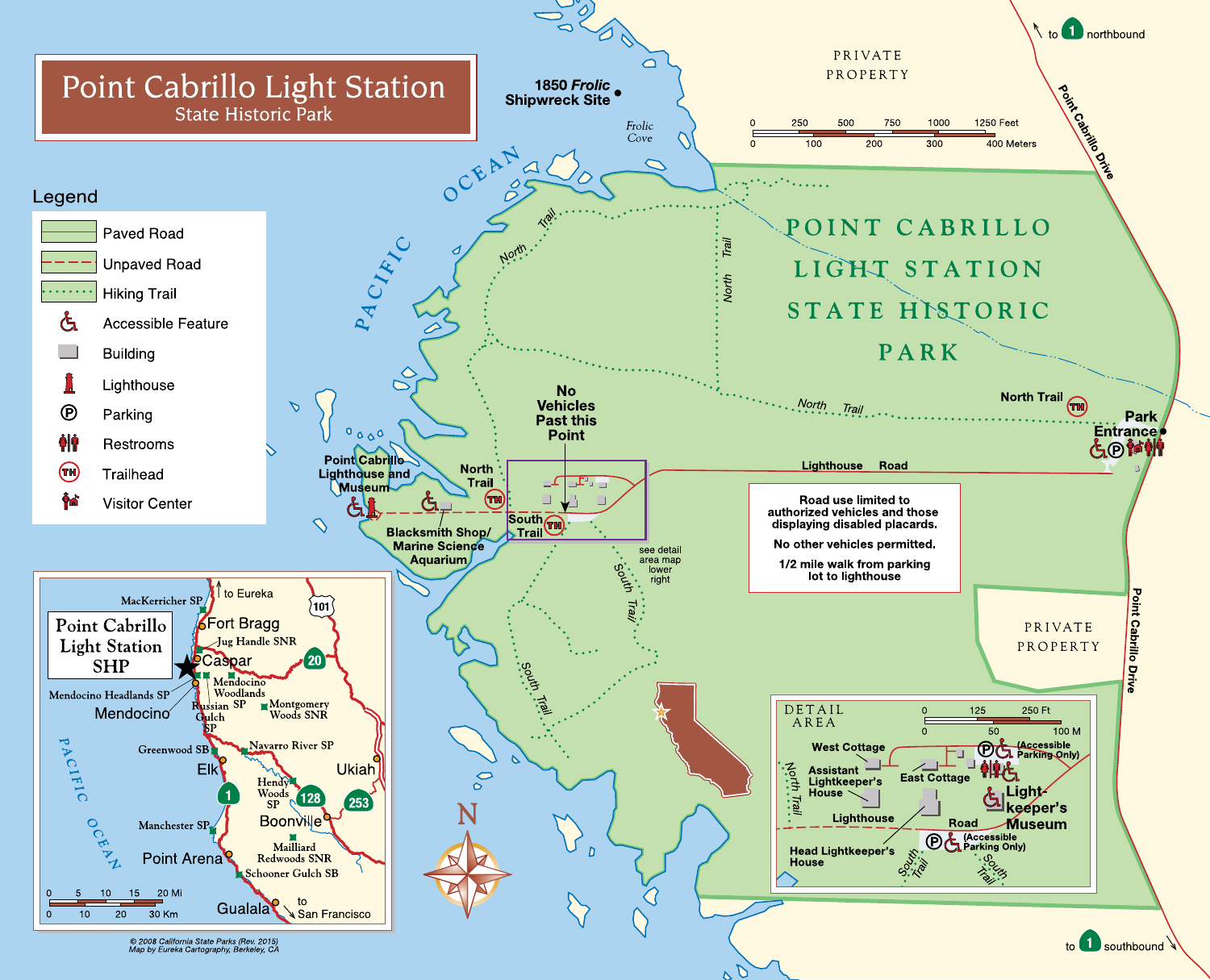# Point Cabrillo Light Station

State Historic Park

## Legend

- Paved Road
- Unpaved Road
- Hiking Trail
- Accessible Feature
- Building
- Lighthouse
- Parking
- Restrooms
- Trailhead
- Visitor Center

POINT CABRILLO LIGHT STATION STATE HISTORIC PARK

1850 *Frolic* Shipwreck Site

*Frolic Cove*

PACIFIC OCEAN

PRIVATE PROPERTY

0 250 500 750 1000 1250 Feet
0 100 200 300 400 Meters

to 1 northbound

Point Cabrillo Drive

North Trail

Park Entrance

Lighthouse Road

No Vehicles Past this Point

Point Cabrillo Lighthouse and Museum

Blacksmith Shop/ Marine Science Aquarium

South Trail

see detail area map lower right

Road use limited to authorized vehicles and those displaying disabled placards.

No other vehicles permitted.

1/2 mile walk from parking lot to lighthouse

PRIVATE PROPERTY

to 1 southbound

DETAIL AREA

0 125 250 Ft
0 50 100 M

West Cottage
Assistant Lightkeeper's House
East Cottage
(Accessible Parking Only)
Lighthouse Road
Light-keeper's Museum
Head Lightkeeper's House
(Accessible Parking Only)
North Trail
South Trail

Point Cabrillo Light Station SHP

MacKerricher SP
to Eureka
101
Fort Bragg
Jug Handle SNR
20
Caspar
Mendocino Woodlands SP
Mendocino Headlands SP
Russian Gulch SP
Mendocino
Montgomery Woods SNR
Navarro River SP
Greenwood SB
Elk
Ukiah
Hendy Woods SP
1
128
253
Boonville
Manchester SP
Mailliard Redwoods SNR
Point Arena
Schooner Gulch SB
Gualala
to San Francisco
PACIFIC OCEAN

0 5 10 15 20 Mi
0 10 20 30 Km

© 2008 California State Parks (Rev. 2015)
Map by Eureka Cartography, Berkeley, CA